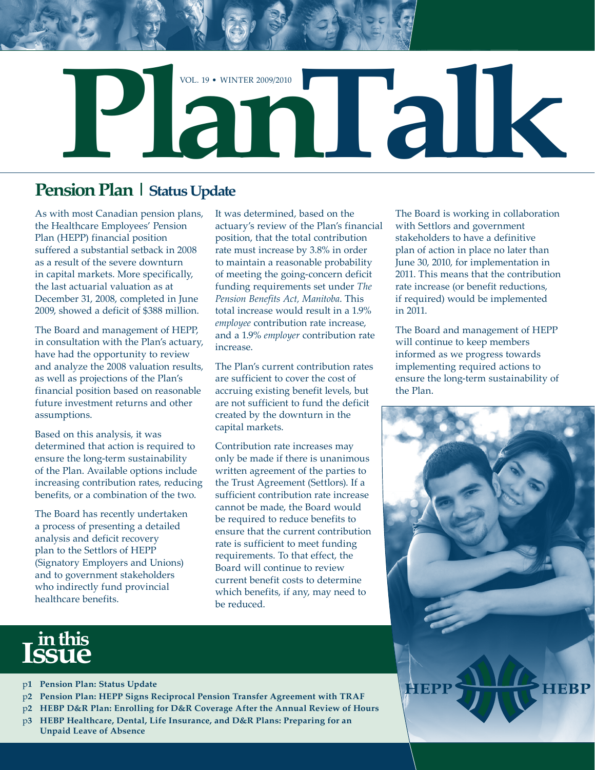# PlanTalk

VOL. 19 • WINTER 2009/2010

## Pension Plan | Status Update

As with most Canadian pension plans, the Healthcare Employees' Pension Plan (HEPP) financial position suffered a substantial setback in 2008 as a result of the severe downturn in capital markets. More specifically, the last actuarial valuation as at December 31, 2008, completed in June 2009, showed a deficit of $388 million.

The Board and management of HEPP, in consultation with the Plan's actuary, have had the opportunity to review and analyze the 2008 valuation results, as well as projections of the Plan's financial position based on reasonable future investment returns and other assumptions.

Based on this analysis, it was determined that action is required to ensure the long-term sustainability of the Plan. Available options include increasing contribution rates, reducing benefits, or a combination of the two.

The Board has recently undertaken a process of presenting a detailed analysis and deficit recovery plan to the Settlors of HEPP (Signatory Employers and Unions) and to government stakeholders who indirectly fund provincial healthcare benefits.

It was determined, based on the actuary's review of the Plan's financial position, that the total contribution rate must increase by 3.8% in order to maintain a reasonable probability of meeting the going-concern deficit funding requirements set under *The Pension Benefits Act, Manitoba*. This total increase would result in a 1.9% *employee* contribution rate increase, and a 1.9% *employer* contribution rate increase.

The Plan's current contribution rates are sufficient to cover the cost of accruing existing benefit levels, but are not sufficient to fund the deficit created by the downturn in the capital markets.

Contribution rate increases may only be made if there is unanimous written agreement of the parties to the Trust Agreement (Settlors). If a sufficient contribution rate increase cannot be made, the Board would be required to reduce benefits to ensure that the current contribution rate is sufficient to meet funding requirements. To that effect, the Board will continue to review current benefit costs to determine which benefits, if any, may need to be reduced.

The Board is working in collaboration with Settlors and government stakeholders to have a definitive plan of action in place no later than June 30, 2010, for implementation in 2011. This means that the contribution rate increase (or benefit reductions, if required) would be implemented in 2011.

The Board and management of HEPP will continue to keep members informed as we progress towards implementing required actions to ensure the long-term sustainability of the Plan.

## in this Issue

- p1 **Pension Plan: Status Update**
- p2 **Pension Plan: HEPP Signs Reciprocal Pension Transfer Agreement with TRAF**
- p2 **HEBP D&R Plan: Enrolling for D&R Coverage After the Annual Review of Hours**
- p3 **HEBP Healthcare, Dental, Life Insurance, and D&R Plans: Preparing for an Unpaid Leave of Absence**

HEPP HEBP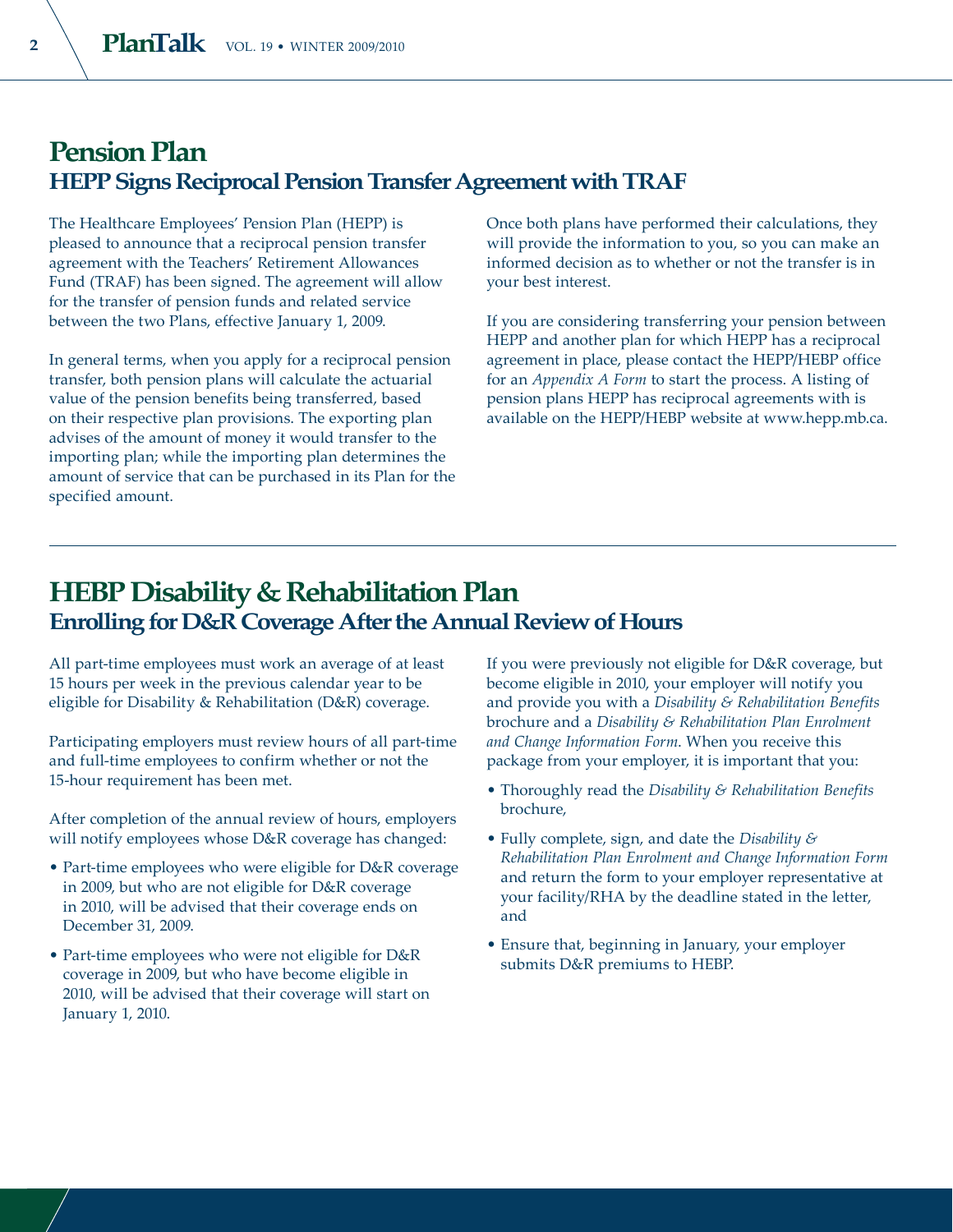# Pension Plan

## HEPP Signs Reciprocal Pension Transfer Agreement with TRAF

The Healthcare Employees' Pension Plan (HEPP) is pleased to announce that a reciprocal pension transfer agreement with the Teachers' Retirement Allowances Fund (TRAF) has been signed. The agreement will allow for the transfer of pension funds and related service between the two Plans, effective January 1, 2009.

In general terms, when you apply for a reciprocal pension transfer, both pension plans will calculate the actuarial value of the pension benefits being transferred, based on their respective plan provisions. The exporting plan advises of the amount of money it would transfer to the importing plan; while the importing plan determines the amount of service that can be purchased in its Plan for the specified amount.

Once both plans have performed their calculations, they will provide the information to you, so you can make an informed decision as to whether or not the transfer is in your best interest.

If you are considering transferring your pension between HEPP and another plan for which HEPP has a reciprocal agreement in place, please contact the HEPP/HEBP office for an *Appendix A Form* to start the process. A listing of pension plans HEPP has reciprocal agreements with is available on the HEPP/HEBP website at www.hepp.mb.ca.

# HEBP Disability & Rehabilitation Plan

## Enrolling for D&R Coverage After the Annual Review of Hours

All part-time employees must work an average of at least 15 hours per week in the previous calendar year to be eligible for Disability & Rehabilitation (D&R) coverage.

Participating employers must review hours of all part-time and full-time employees to confirm whether or not the 15-hour requirement has been met.

After completion of the annual review of hours, employers will notify employees whose D&R coverage has changed:

- Part-time employees who were eligible for D&R coverage in 2009, but who are not eligible for D&R coverage in 2010, will be advised that their coverage ends on December 31, 2009.
- Part-time employees who were not eligible for D&R coverage in 2009, but who have become eligible in 2010, will be advised that their coverage will start on January 1, 2010.

If you were previously not eligible for D&R coverage, but become eligible in 2010, your employer will notify you and provide you with a *Disability & Rehabilitation Benefits* brochure and a *Disability & Rehabilitation Plan Enrolment and Change Information Form*. When you receive this package from your employer, it is important that you:

- Thoroughly read the *Disability & Rehabilitation Benefits* brochure,
- Fully complete, sign, and date the *Disability & Rehabilitation Plan Enrolment and Change Information Form* and return the form to your employer representative at your facility/RHA by the deadline stated in the letter, and
- Ensure that, beginning in January, your employer submits D&R premiums to HEBP.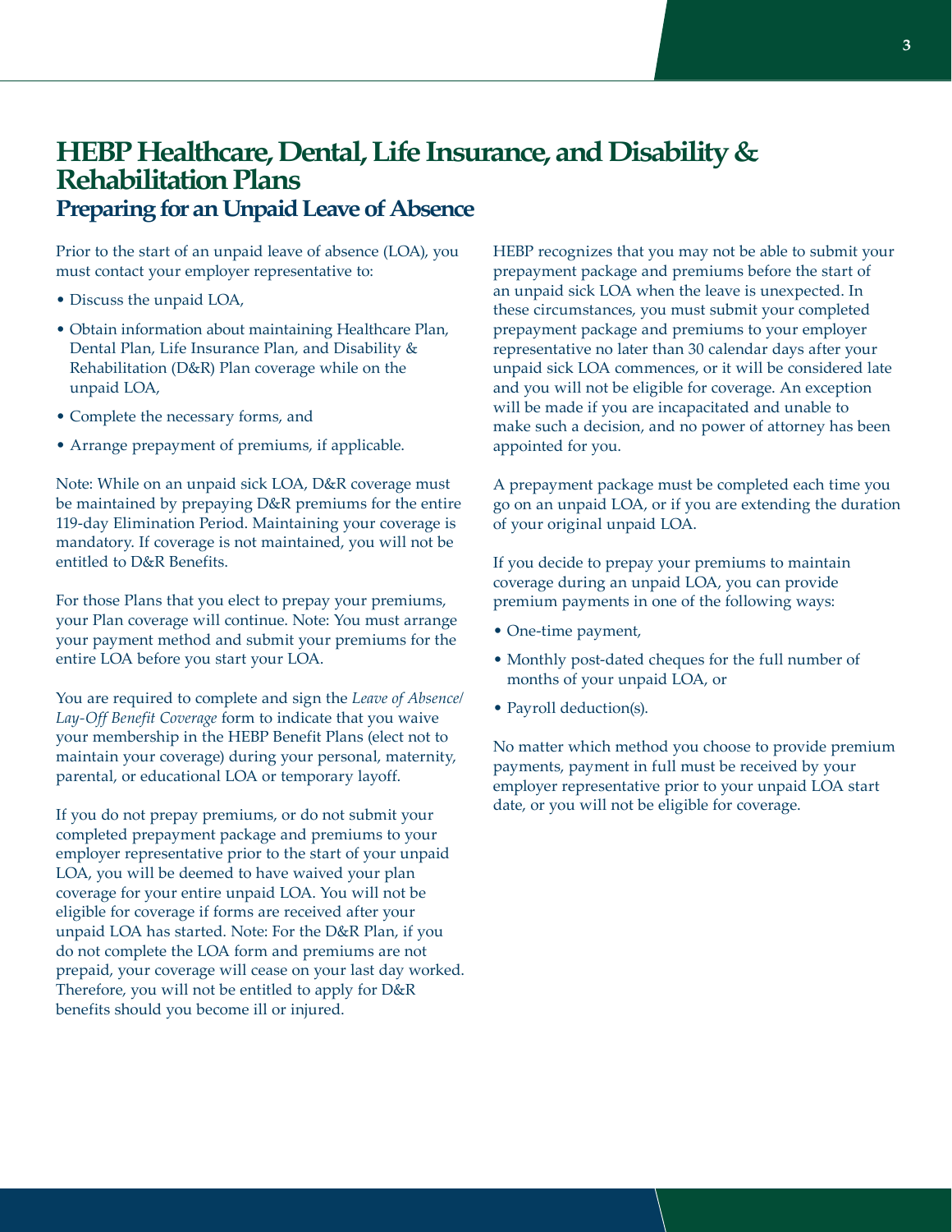# HEBP Healthcare, Dental, Life Insurance, and Disability & Rehabilitation Plans

## Preparing for an Unpaid Leave of Absence

Prior to the start of an unpaid leave of absence (LOA), you must contact your employer representative to:

- Discuss the unpaid LOA,
- Obtain information about maintaining Healthcare Plan, Dental Plan, Life Insurance Plan, and Disability & Rehabilitation (D&R) Plan coverage while on the unpaid LOA,
- Complete the necessary forms, and
- Arrange prepayment of premiums, if applicable.

Note: While on an unpaid sick LOA, D&R coverage must be maintained by prepaying D&R premiums for the entire 119-day Elimination Period. Maintaining your coverage is mandatory. If coverage is not maintained, you will not be entitled to D&R Benefits.

For those Plans that you elect to prepay your premiums, your Plan coverage will continue. Note: You must arrange your payment method and submit your premiums for the entire LOA before you start your LOA.

You are required to complete and sign the *Leave of Absence/ Lay-Off Benefit Coverage* form to indicate that you waive your membership in the HEBP Benefit Plans (elect not to maintain your coverage) during your personal, maternity, parental, or educational LOA or temporary layoff.

If you do not prepay premiums, or do not submit your completed prepayment package and premiums to your employer representative prior to the start of your unpaid LOA, you will be deemed to have waived your plan coverage for your entire unpaid LOA. You will not be eligible for coverage if forms are received after your unpaid LOA has started. Note: For the D&R Plan, if you do not complete the LOA form and premiums are not prepaid, your coverage will cease on your last day worked. Therefore, you will not be entitled to apply for D&R benefits should you become ill or injured.

HEBP recognizes that you may not be able to submit your prepayment package and premiums before the start of an unpaid sick LOA when the leave is unexpected. In these circumstances, you must submit your completed prepayment package and premiums to your employer representative no later than 30 calendar days after your unpaid sick LOA commences, or it will be considered late and you will not be eligible for coverage. An exception will be made if you are incapacitated and unable to make such a decision, and no power of attorney has been appointed for you.

A prepayment package must be completed each time you go on an unpaid LOA, or if you are extending the duration of your original unpaid LOA.

If you decide to prepay your premiums to maintain coverage during an unpaid LOA, you can provide premium payments in one of the following ways:

- One-time payment,
- Monthly post-dated cheques for the full number of months of your unpaid LOA, or
- Payroll deduction(s).

No matter which method you choose to provide premium payments, payment in full must be received by your employer representative prior to your unpaid LOA start date, or you will not be eligible for coverage.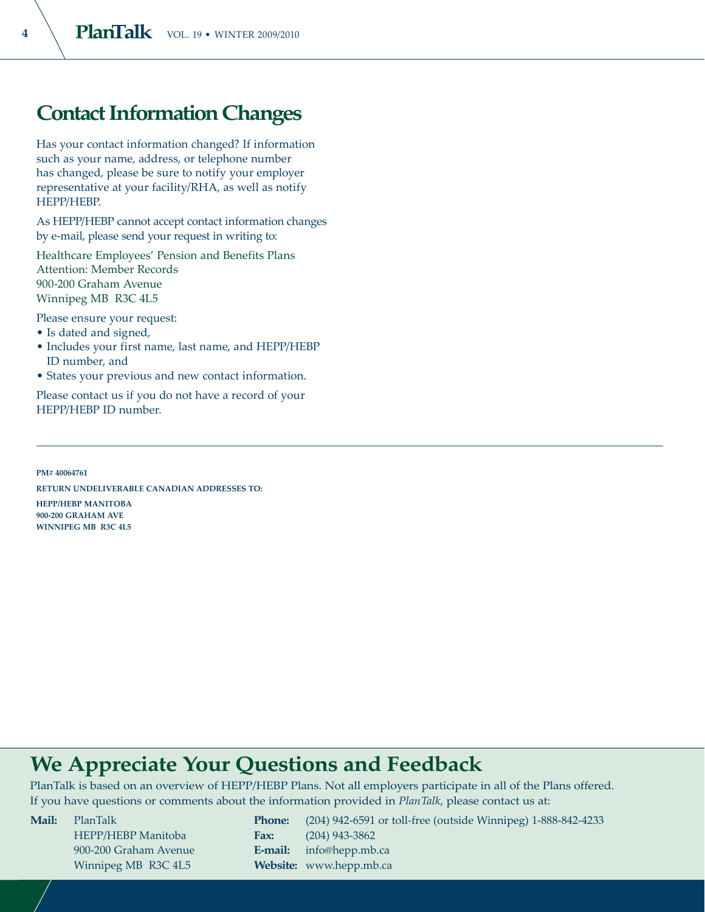# Contact Information Changes

Has your contact information changed? If information such as your name, address, or telephone number has changed, please be sure to notify your employer representative at your facility/RHA, as well as notify HEPP/HEBP.

As HEPP/HEBP cannot accept contact information changes by e-mail, please send your request in writing to:

Healthcare Employees' Pension and Benefits Plans
Attention: Member Records
900-200 Graham Avenue
Winnipeg MB  R3C 4L5

Please ensure your request:

- Is dated and signed,
- Includes your first name, last name, and HEPP/HEBP ID number, and
- States your previous and new contact information.

Please contact us if you do not have a record of your HEPP/HEBP ID number.

---

**PM# 40064761**

**RETURN UNDELIVERABLE CANADIAN ADDRESSES TO:**

**HEPP/HEBP MANITOBA**
**900-200 GRAHAM AVE**
**WINNIPEG MB  R3C 4L5**

## We Appreciate Your Questions and Feedback

PlanTalk is based on an overview of HEPP/HEBP Plans. Not all employers participate in all of the Plans offered. If you have questions or comments about the information provided in *PlanTalk*, please contact us at:

**Mail:** PlanTalk
HEPP/HEBP Manitoba
900-200 Graham Avenue
Winnipeg MB  R3C 4L5

**Phone:** (204) 942-6591 or toll-free (outside Winnipeg) 1-888-842-4233
**Fax:** (204) 943-3862
**E-mail:** info@hepp.mb.ca
**Website:** www.hepp.mb.ca